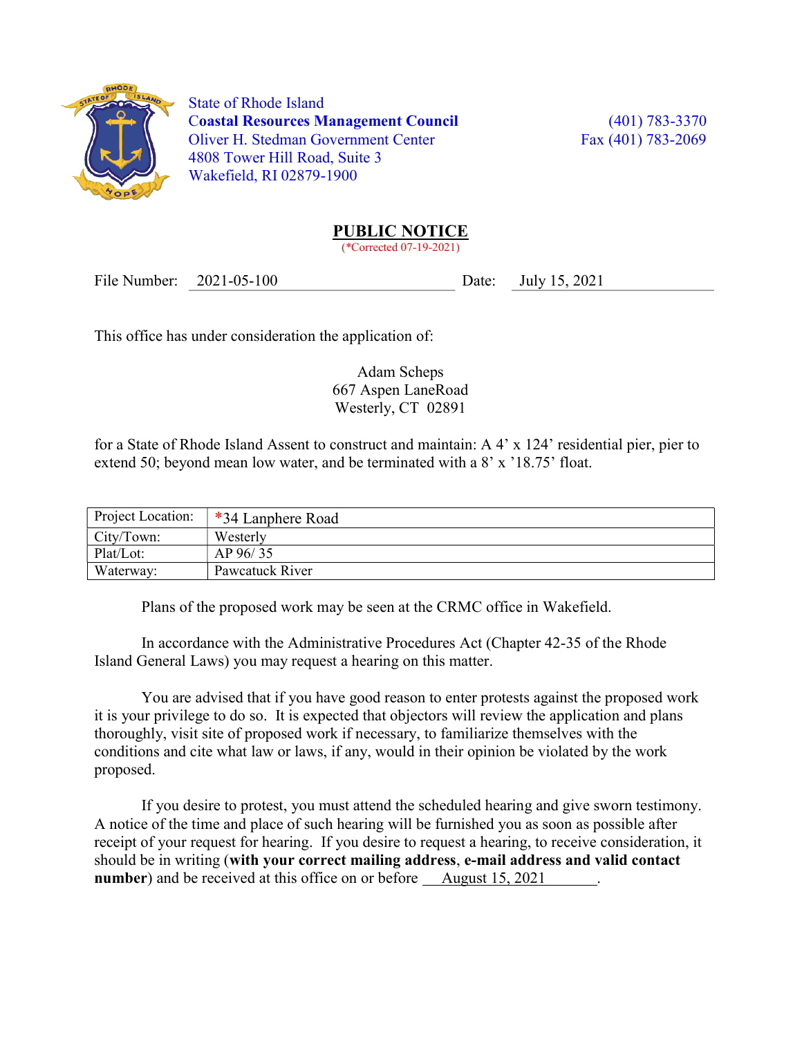State of Rhode Island
**Coastal Resources Management Council**
Oliver H. Stedman Government Center
4808 Tower Hill Road, Suite 3
Wakefield, RI 02879-1900

(401) 783-3370
Fax (401) 783-2069

# PUBLIC NOTICE

(*Corrected 07-19-2021)

File Number: 2021-05-100 Date: July 15, 2021

This office has under consideration the application of:

Adam Scheps
667 Aspen LaneRoad
Westerly, CT 02891

for a State of Rhode Island Assent to construct and maintain: A 4' x 124' residential pier, pier to extend 50; beyond mean low water, and be terminated with a 8' x '18.75' float.

| Project Location: | *34 Lanphere Road |
|---|---|
| City/Town: | Westerly |
| Plat/Lot: | AP 96/ 35 |
| Waterway: | Pawcatuck River |

Plans of the proposed work may be seen at the CRMC office in Wakefield.

In accordance with the Administrative Procedures Act (Chapter 42-35 of the Rhode Island General Laws) you may request a hearing on this matter.

You are advised that if you have good reason to enter protests against the proposed work it is your privilege to do so. It is expected that objectors will review the application and plans thoroughly, visit site of proposed work if necessary, to familiarize themselves with the conditions and cite what law or laws, if any, would in their opinion be violated by the work proposed.

If you desire to protest, you must attend the scheduled hearing and give sworn testimony. A notice of the time and place of such hearing will be furnished you as soon as possible after receipt of your request for hearing. If you desire to request a hearing, to receive consideration, it should be in writing (**with your correct mailing address**, **e-mail address and valid contact number**) and be received at this office on or before August 15, 2021.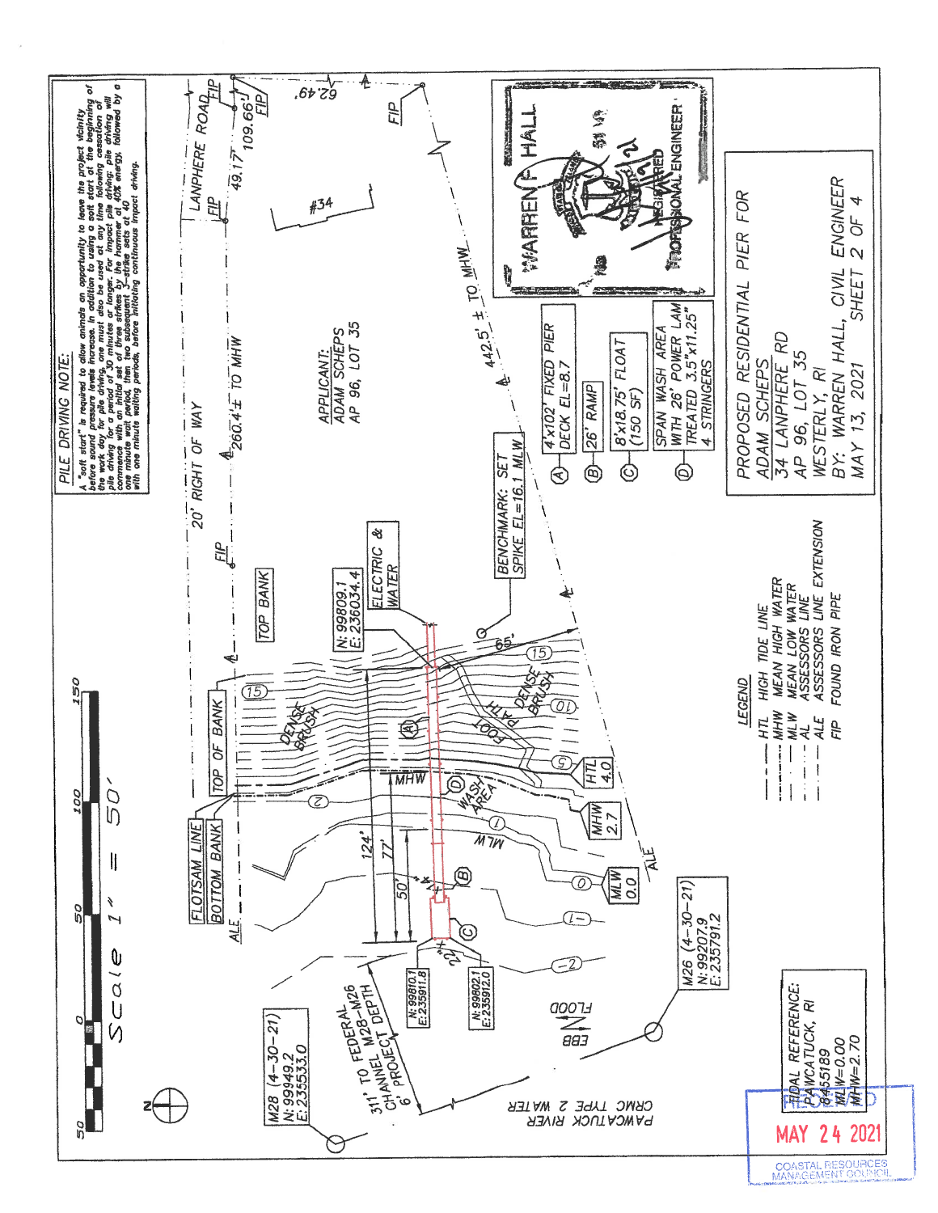## PILE DRIVING NOTE:

A "soft start" is required to allow animals an opportunity to leave the project vicinity before sound pressure levels increase. In addition to using a soft start at the beginning of the work day for pile driving, one must also be used at any time following cessation of pile driving for a period of 30 minutes or longer. For impact pile driving: pile driving will commence with an initial set of three strikes by the hammer at 40% energy, followed by a one minute wait period, then two subsequent 3-strike sets at 40% with one minute waiting periods, before initiating continuous impact driving.

Scale 1" = 50'

LANPHERE ROAD

20' RIGHT OF WAY

FIP

62.49'

109.66'

49.17'

#34

260.4'± TO MHW

442.5' ± TO MHW

APPLICANT:
ADAM SCHEPS
AP 96, LOT 35

TOP BANK

TOP OF BANK

FLOTSAM LINE

BOTTOM BANK

ALE

N: 99809.1
E: 236034.4

ELECTRIC & WATER

BENCHMARK: SET SPIKE EL=16.1 MLW

65'

DENSE BRUSH

FOOT PATH

HTL 4.0

MHW 2.7

MLW 0.0

MHW

MLW

WASH AREA

124'

77'

50'

22'

N: 99810.1
E: 235911.8

N: 99802.1
E: 235912.0

311' TO FEDERAL CHANNEL M28-M26 6' PROJECT DEPTH

M28 (4-30-21)
N: 99949.2
E: 235533.0

M26 (4-30-21)
N: 99207.9
E: 235791.2

FLOOD

EBB

PAWCATUCK RIVER
CRMC TYPE 2 WATER

TIDAL REFERENCE:
PAWCATUCK, RI
8455189
MLW=0.00
MHW=2.70

- Ⓐ 4'x102' FIXED PIER DECK EL=8.7
- Ⓑ 26' RAMP
- Ⓒ 8'x18.75' FLOAT (150 SF)
- Ⓓ SPAN WASH AREA WITH 26' POWER LAM TREATED 3.5"x11.25" 4 STRINGERS

WARREN F. HALL
REGISTERED PROFESSIONAL ENGINEER

### LEGEND

- HTL — HIGH TIDE LINE
- MHW — MEAN HIGH WATER
- MLW — MEAN LOW WATER
- AL — ASSESSORS LINE
- ALE — ASSESSORS LINE EXTENSION
- FIP — FOUND IRON PIPE

PROPOSED RESIDENTIAL PIER FOR
ADAM SCHEPS
34 LANPHERE RD
AP 96, LOT 35
WESTERLY, RI
BY: WARREN HALL, CIVIL ENGINEER
MAY 13, 2021 SHEET 2 OF 4

RECEIVED
MAY 24 2021
COASTAL RESOURCES MANAGEMENT COUNCIL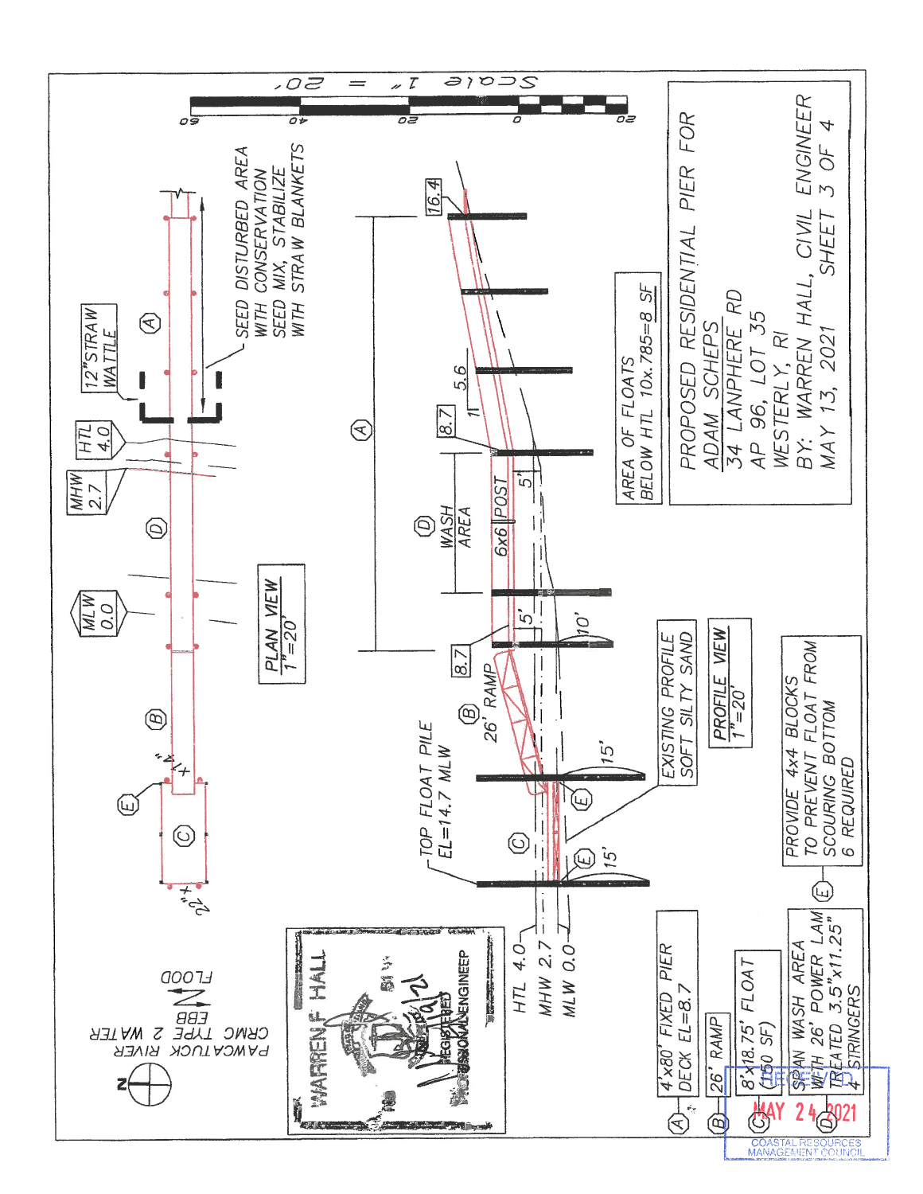Scale 1" = 20'

0 20 40 60 20

PAWCATUCK RIVER
CRMC TYPE 2 WATER

EBB
FLOOD

## PLAN VIEW
1"=20'

MLW 0.0

MHW 2.7

HTL 4.0

12" STRAW WATTLE

SEED DISTURBED AREA WITH CONSERVATION SEED MIX, STABILIZE WITH STRAW BLANKETS

A B C D E

4"±

22"±

## PROFILE VIEW
1"=20'

TOP FLOAT PILE EL=14.7 MLW

EXISTING PROFILE SOFT SILTY SAND

16.4

8.7

5.6

1

WASH AREA

6x6 POST

5'

5'

10'

15'

15'

8.7

26' RAMP

HTL 4.0

MHW 2.7

MLW 0.0

AREA OF FLOATS BELOW HTL 10x.785=8 SF

PROVIDE 4x4 BLOCKS TO PREVENT FLOAT FROM SCOURING BOTTOM 6 REQUIRED

(A) 4'x80' FIXED PIER DECK EL=8.7

(B) 26' RAMP

(C) 8'x18.75' FLOAT (150 SF)

(D) SPAN WASH AREA WITH 26' POWER LAM TREATED 3.5"x11.25" 4 STRINGERS

PROPOSED RESIDENTIAL PIER FOR
ADAM SCHEPS
34 LANPHERE RD
AP 96, LOT 35
WESTERLY, RI
BY: WARREN HALL, CIVIL ENGINEER
MAY 13, 2021 SHEET 3 OF 4

WARREN F. HALL
REGISTERED PROFESSIONAL ENGINEER

RECEIVED
MAY 24 2021
COASTAL RESOURCES MANAGEMENT COUNCIL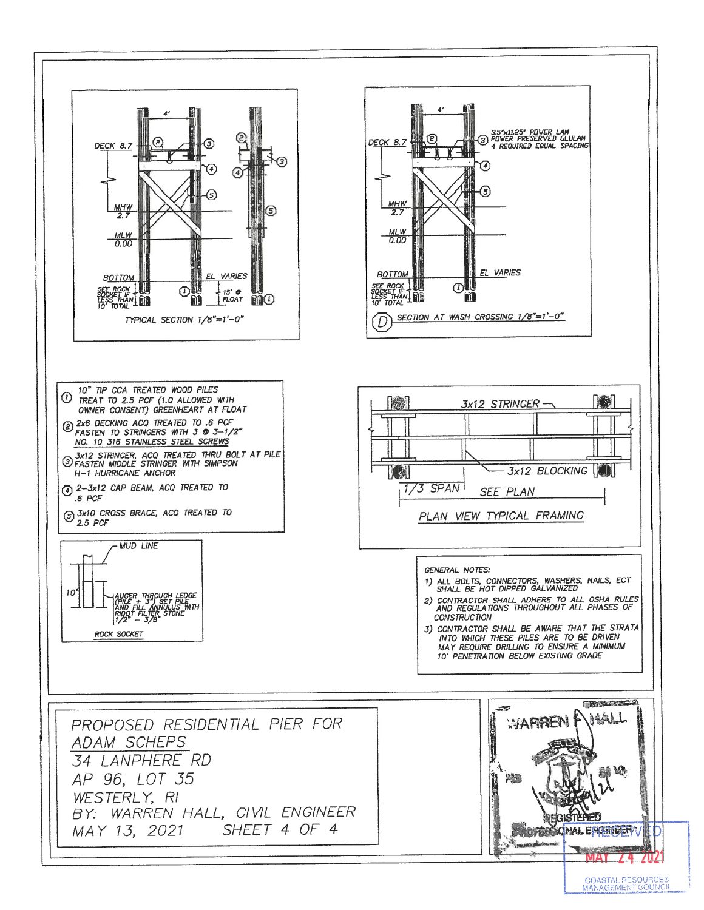DECK 8.7

4'

MHW 2.7

MLW 0.00

BOTTOM

EL VARIES

SEE ROCK SOCKET IF LESS THAN 10' TOTAL

15' @ FLOAT

TYPICAL SECTION 1/8"=1'-0"

DECK 8.7

4'

3.5"x11.25" POWER LAM POWER PRESERVED GLULAM 4 REQUIRED EQUAL SPACING

MHW 2.7

MLW 0.00

BOTTOM

EL VARIES

SEE ROCK SOCKET IF LESS THAN 10' TOTAL

(D) SECTION AT WASH CROSSING 1/8"=1'-0"

1. 10" TIP CCA TREATED WOOD PILES TREAT TO 2.5 PCF (1.0 ALLOWED WITH OWNER CONSENT) GREENHEART AT FLOAT
2. 2x6 DECKING ACQ TREATED TO .6 PCF FASTEN TO STRINGERS WITH 3 @ 3-1/2" NO. 10 316 STAINLESS STEEL SCREWS
3. 3x12 STRINGER, ACQ TREATED THRU BOLT AT PILE FASTEN MIDDLE STRINGER WITH SIMPSON H-1 HURRICANE ANCHOR
4. 2-3x12 CAP BEAM, ACQ TREATED TO .6 PCF
5. 3x10 CROSS BRACE, ACQ TREATED TO 2.5 PCF

3x12 STRINGER

3x12 BLOCKING

1/3 SPAN

SEE PLAN

PLAN VIEW TYPICAL FRAMING

MUD LINE

10'

AUGER THROUGH LEDGE (PILE + 3") SET PILE AND FILL ANNULUS WITH RIDOT FILTER STONE 1/2" - 3/8"

ROCK SOCKET

GENERAL NOTES:

1) ALL BOLTS, CONNECTORS, WASHERS, NAILS, ECT SHALL BE HOT DIPPED GALVANIZED
2) CONTRACTOR SHALL ADHERE TO ALL OSHA RULES AND REGULATIONS THROUGHOUT ALL PHASES OF CONSTRUCTION
3) CONTRACTOR SHALL BE AWARE THAT THE STRATA INTO WHICH THESE PILES ARE TO BE DRIVEN MAY REQUIRE DRILLING TO ENSURE A MINIMUM 10' PENETRATION BELOW EXISTING GRADE

PROPOSED RESIDENTIAL PIER FOR
ADAM SCHEPS
34 LANPHERE RD
AP 96, LOT 35
WESTERLY, RI
BY: WARREN HALL, CIVIL ENGINEER
MAY 13, 2021 SHEET 4 OF 4

WARREN HALL
REGISTERED PROFESSIONAL ENGINEER

RECEIVED
MAY 24 2021
COASTAL RESOURCES MANAGEMENT COUNCIL